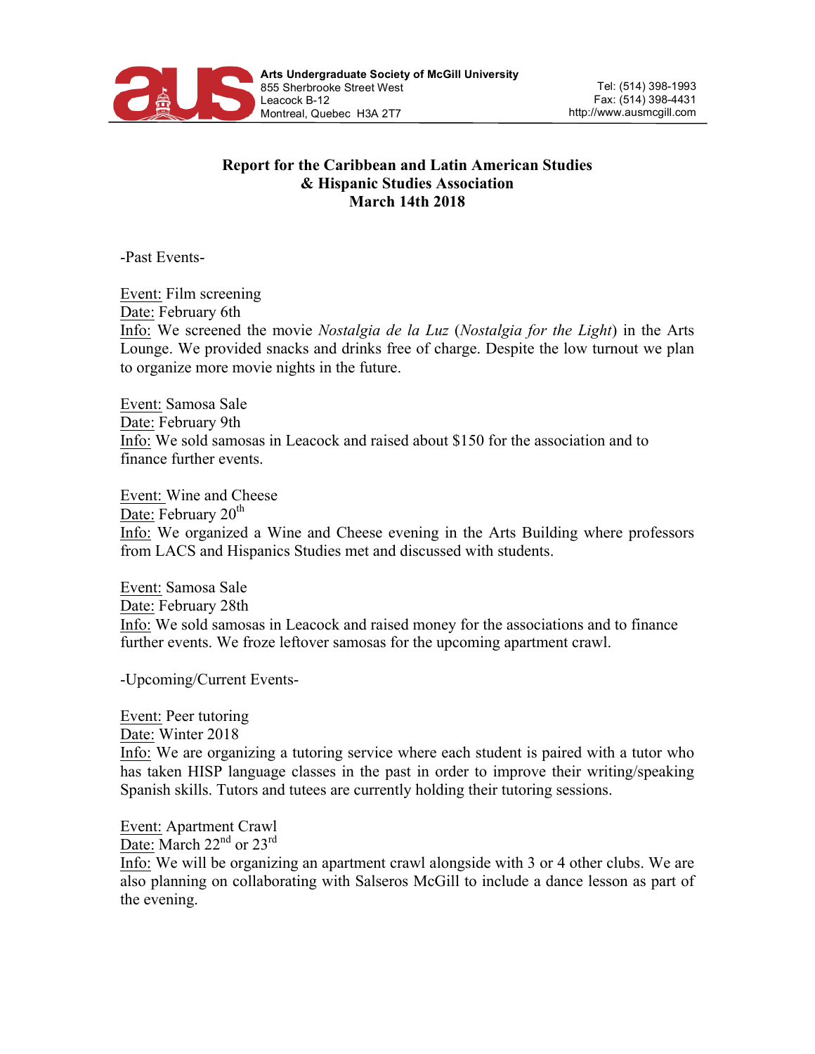**Arts Undergraduate Society of McGill University**
855 Sherbrooke Street West
Leacock B-12
Montreal, Quebec H3A 2T7

Tel: (514) 398-1993
Fax: (514) 398-4431
http://www.ausmcgill.com

# Report for the Caribbean and Latin American Studies & Hispanic Studies Association
## March 14th 2018

-Past Events-

Event: Film screening
Date: February 6th
Info: We screened the movie *Nostalgia de la Luz* (*Nostalgia for the Light*) in the Arts Lounge. We provided snacks and drinks free of charge. Despite the low turnout we plan to organize more movie nights in the future.

Event: Samosa Sale
Date: February 9th
Info: We sold samosas in Leacock and raised about $150 for the association and to finance further events.

Event: Wine and Cheese
Date: February 20th
Info: We organized a Wine and Cheese evening in the Arts Building where professors from LACS and Hispanics Studies met and discussed with students.

Event: Samosa Sale
Date: February 28th
Info: We sold samosas in Leacock and raised money for the associations and to finance further events. We froze leftover samosas for the upcoming apartment crawl.

-Upcoming/Current Events-

Event: Peer tutoring
Date: Winter 2018
Info: We are organizing a tutoring service where each student is paired with a tutor who has taken HISP language classes in the past in order to improve their writing/speaking Spanish skills. Tutors and tutees are currently holding their tutoring sessions.

Event: Apartment Crawl
Date: March 22nd or 23rd
Info: We will be organizing an apartment crawl alongside with 3 or 4 other clubs. We are also planning on collaborating with Salseros McGill to include a dance lesson as part of the evening.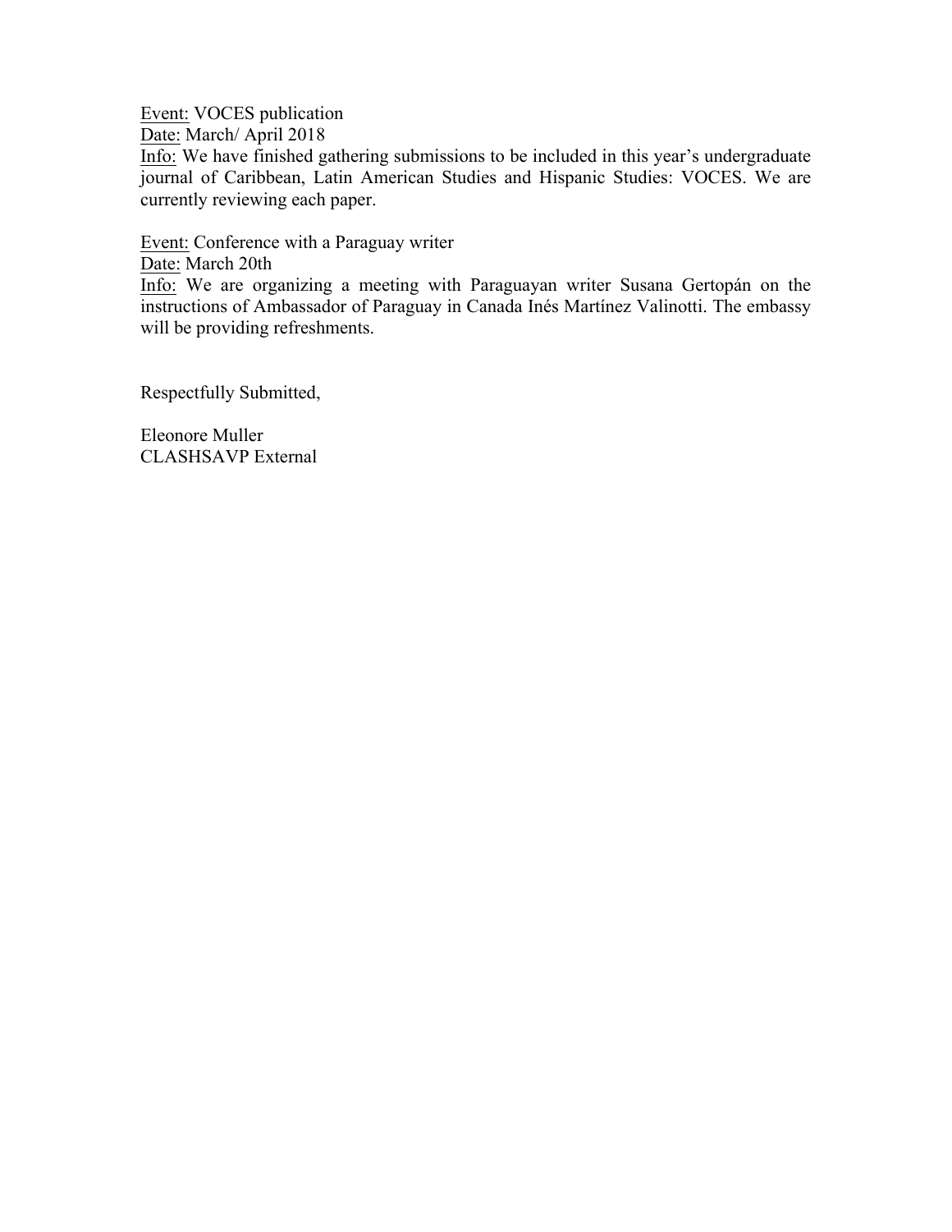<u>Event:</u> VOCES publication
<u>Date:</u> March/ April 2018
<u>Info:</u> We have finished gathering submissions to be included in this year's undergraduate journal of Caribbean, Latin American Studies and Hispanic Studies: VOCES. We are currently reviewing each paper.

<u>Event:</u> Conference with a Paraguay writer
<u>Date:</u> March 20th
<u>Info:</u> We are organizing a meeting with Paraguayan writer Susana Gertopán on the instructions of Ambassador of Paraguay in Canada Inés Martínez Valinotti. The embassy will be providing refreshments.

Respectfully Submitted,

Eleonore Muller
CLASHSAVP External